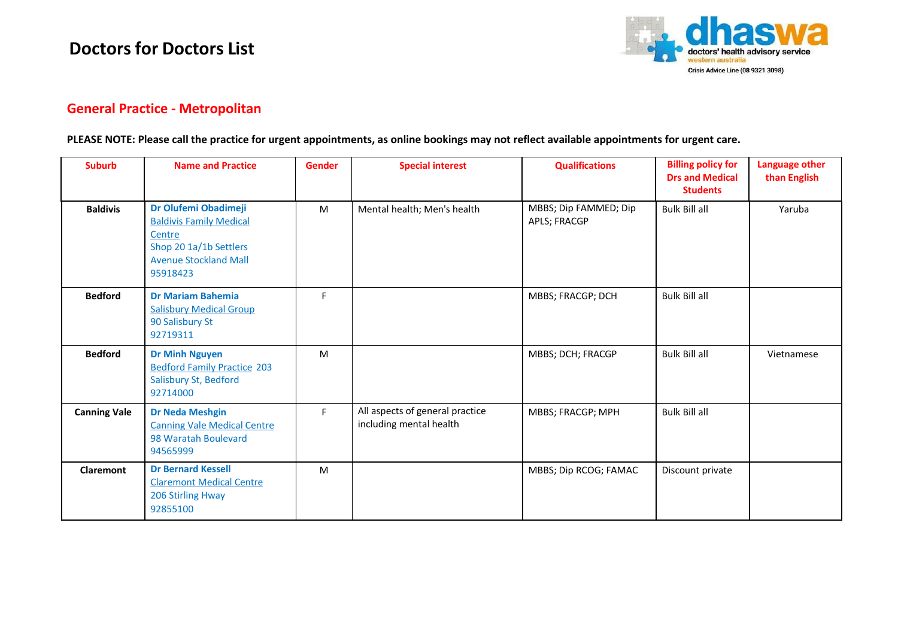# Doctors for Doctors List

dhaswa doctors' health advisory service western australia

Crisis Advice Line (08 9321 3098)

## General Practice - Metropolitan

**PLEASE NOTE: Please call the practice for urgent appointments, as online bookings may not reflect available appointments for urgent care.**

| Suburb | Name and Practice | Gender | Special interest | Qualifications | Billing policy for Drs and Medical Students | Language other than English |
|---|---|---|---|---|---|---|
| **Baldivis** | **Dr Olufemi Obadimeji**<br>Baldivis Family Medical Centre<br>Shop 20 1a/1b Settlers Avenue Stockland Mall<br>95918423 | M | Mental health; Men's health | MBBS; Dip FAMMED; Dip APLS; FRACGP | Bulk Bill all | Yaruba |
| **Bedford** | **Dr Mariam Bahemia**<br>Salisbury Medical Group<br>90 Salisbury St<br>92719311 | F | | MBBS; FRACGP; DCH | Bulk Bill all | |
| **Bedford** | **Dr Minh Nguyen**<br>Bedford Family Practice 203 Salisbury St, Bedford<br>92714000 | M | | MBBS; DCH; FRACGP | Bulk Bill all | Vietnamese |
| **Canning Vale** | **Dr Neda Meshgin**<br>Canning Vale Medical Centre<br>98 Waratah Boulevard<br>94565999 | F | All aspects of general practice including mental health | MBBS; FRACGP; MPH | Bulk Bill all | |
| **Claremont** | **Dr Bernard Kessell**<br>Claremont Medical Centre<br>206 Stirling Hway<br>92855100 | M | | MBBS; Dip RCOG; FAMAC | Discount private | |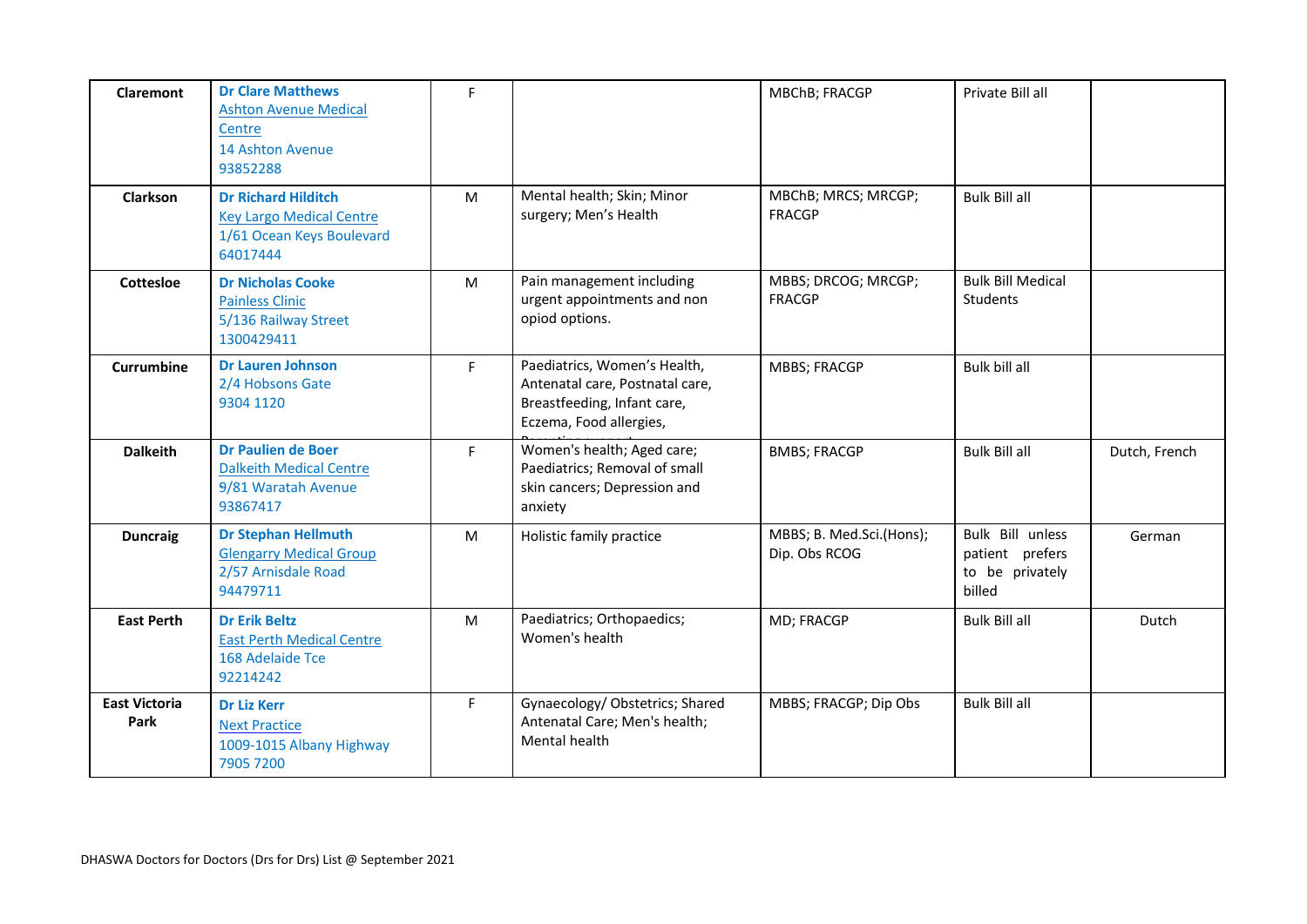| Claremont | **Dr Clare Matthews** Ashton Avenue Medical Centre 14 Ashton Avenue 93852288 | F | | MBChB; FRACGP | Private Bill all | |
|---|---|---|---|---|---|---|
| **Clarkson** | **Dr Richard Hilditch** Key Largo Medical Centre 1/61 Ocean Keys Boulevard 64017444 | M | Mental health; Skin; Minor surgery; Men's Health | MBChB; MRCS; MRCGP; FRACGP | Bulk Bill all | |
| **Cottesloe** | **Dr Nicholas Cooke** Painless Clinic 5/136 Railway Street 1300429411 | M | Pain management including urgent appointments and non opiod options. | MBBS; DRCOG; MRCGP; FRACGP | Bulk Bill Medical Students | |
| **Currumbine** | **Dr Lauren Johnson** 2/4 Hobsons Gate 9304 1120 | F | Paediatrics, Women's Health, Antenatal care, Postnatal care, Breastfeeding, Infant care, Eczema, Food allergies, | MBBS; FRACGP | Bulk bill all | |
| **Dalkeith** | **Dr Paulien de Boer** Dalkeith Medical Centre 9/81 Waratah Avenue 93867417 | F | Women's health; Aged care; Paediatrics; Removal of small skin cancers; Depression and anxiety | BMBS; FRACGP | Bulk Bill all | Dutch, French |
| **Duncraig** | **Dr Stephan Hellmuth** Glengarry Medical Group 2/57 Arnisdale Road 94479711 | M | Holistic family practice | MBBS; B. Med.Sci.(Hons); Dip. Obs RCOG | Bulk Bill unless patient prefers to be privately billed | German |
| **East Perth** | **Dr Erik Beltz** East Perth Medical Centre 168 Adelaide Tce 92214242 | M | Paediatrics; Orthopaedics; Women's health | MD; FRACGP | Bulk Bill all | Dutch |
| **East Victoria Park** | **Dr Liz Kerr** Next Practice 1009-1015 Albany Highway 7905 7200 | F | Gynaecology/ Obstetrics; Shared Antenatal Care; Men's health; Mental health | MBBS; FRACGP; Dip Obs | Bulk Bill all | |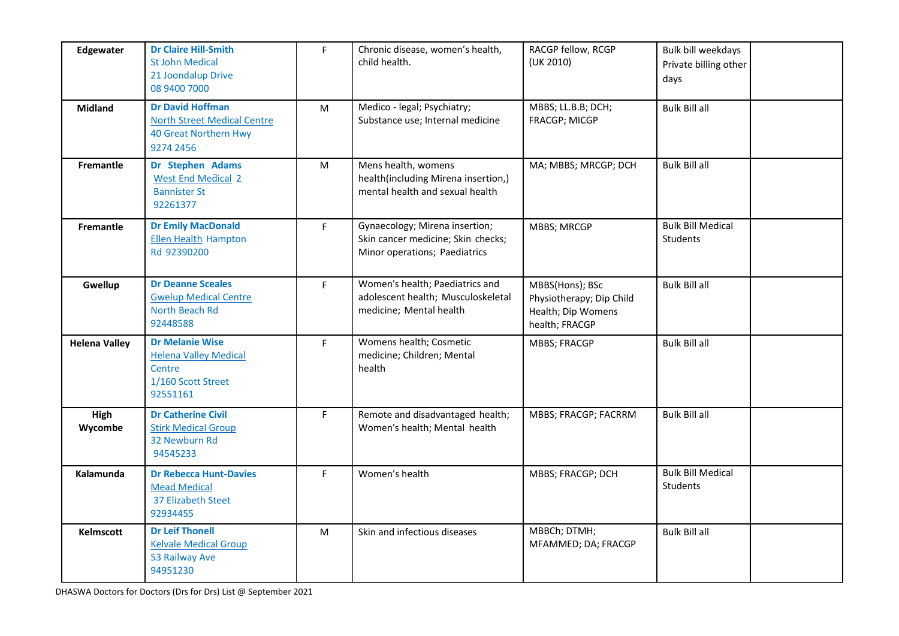| | | | | | | |
|---|---|---|---|---|---|---|
| **Edgewater** | **Dr Claire Hill-Smith** St John Medical 21 Joondalup Drive 08 9400 7000 | F | Chronic disease, women's health, child health. | RACGP fellow, RCGP (UK 2010) | Bulk bill weekdays Private billing other days | |
| **Midland** | **Dr David Hoffman** North Street Medical Centre 40 Great Northern Hwy 9274 2456 | M | Medico - legal; Psychiatry; Substance use; Internal medicine | MBBS; LL.B.B; DCH; FRACGP; MICGP | Bulk Bill all | |
| **Fremantle** | **Dr Stephen Adams** West End Medical 2 Bannister St 92261377 | M | Mens health, womens health(including Mirena insertion,) mental health and sexual health | MA; MBBS; MRCGP; DCH | Bulk Bill all | |
| **Fremantle** | **Dr Emily MacDonald** Ellen Health Hampton Rd 92390200 | F | Gynaecology; Mirena insertion; Skin cancer medicine; Skin checks; Minor operations; Paediatrics | MBBS; MRCGP | Bulk Bill Medical Students | |
| **Gwellup** | **Dr Deanne Sceales** Gwelup Medical Centre North Beach Rd 92448588 | F | Women's health; Paediatrics and adolescent health; Musculoskeletal medicine; Mental health | MBBS(Hons); BSc Physiotherapy; Dip Child Health; Dip Womens health; FRACGP | Bulk Bill all | |
| **Helena Valley** | **Dr Melanie Wise** Helena Valley Medical Centre 1/160 Scott Street 92551161 | F | Womens health; Cosmetic medicine; Children; Mental health | MBBS; FRACGP | Bulk Bill all | |
| **High Wycombe** | **Dr Catherine Civil** Stirk Medical Group 32 Newburn Rd 94545233 | F | Remote and disadvantaged health; Women's health; Mental health | MBBS; FRACGP; FACRRM | Bulk Bill all | |
| **Kalamunda** | **Dr Rebecca Hunt-Davies** Mead Medical 37 Elizabeth Steet 92934455 | F | Women's health | MBBS; FRACGP; DCH | Bulk Bill Medical Students | |
| **Kelmscott** | **Dr Leif Thonell** Kelvale Medical Group 53 Railway Ave 94951230 | M | Skin and infectious diseases | MBBCh; DTMH; MFAMMED; DA; FRACGP | Bulk Bill all | |

DHASWA Doctors for Doctors (Drs for Drs) List @ September 2021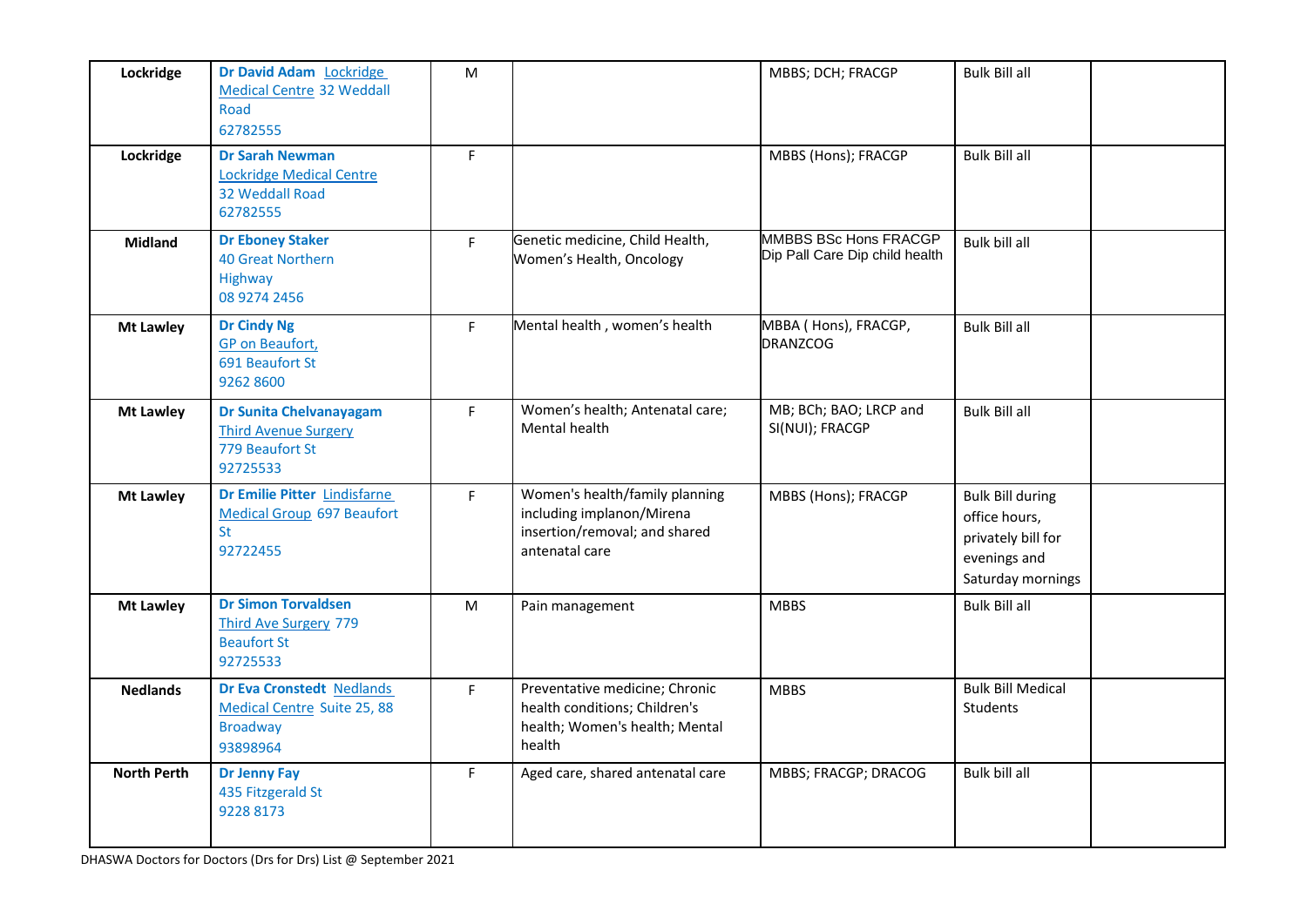| | | | | | | |
|---|---|---|---|---|---|---|
| **Lockridge** | **Dr David Adam** Lockridge Medical Centre 32 Weddall Road 62782555 | M | | MBBS; DCH; FRACGP | Bulk Bill all | |
| **Lockridge** | **Dr Sarah Newman** Lockridge Medical Centre 32 Weddall Road 62782555 | F | | MBBS (Hons); FRACGP | Bulk Bill all | |
| **Midland** | **Dr Eboney Staker** 40 Great Northern Highway 08 9274 2456 | F | Genetic medicine, Child Health, Women's Health, Oncology | MMBBS BSc Hons FRACGP Dip Pall Care Dip child health | Bulk bill all | |
| **Mt Lawley** | **Dr Cindy Ng** GP on Beaufort, 691 Beaufort St 9262 8600 | F | Mental health , women's health | MBBA ( Hons), FRACGP, DRANZCOG | Bulk Bill all | |
| **Mt Lawley** | **Dr Sunita Chelvanayagam** Third Avenue Surgery 779 Beaufort St 92725533 | F | Women's health; Antenatal care; Mental health | MB; BCh; BAO; LRCP and SI(NUI); FRACGP | Bulk Bill all | |
| **Mt Lawley** | **Dr Emilie Pitter** Lindisfarne Medical Group 697 Beaufort St 92722455 | F | Women's health/family planning including implanon/Mirena insertion/removal; and shared antenatal care | MBBS (Hons); FRACGP | Bulk Bill during office hours, privately bill for evenings and Saturday mornings | |
| **Mt Lawley** | **Dr Simon Torvaldsen** Third Ave Surgery 779 Beaufort St 92725533 | M | Pain management | MBBS | Bulk Bill all | |
| **Nedlands** | **Dr Eva Cronstedt** Nedlands Medical Centre Suite 25, 88 Broadway 93898964 | F | Preventative medicine; Chronic health conditions; Children's health; Women's health; Mental health | MBBS | Bulk Bill Medical Students | |
| **North Perth** | **Dr Jenny Fay** 435 Fitzgerald St 9228 8173 | F | Aged care, shared antenatal care | MBBS; FRACGP; DRACOG | Bulk bill all | |

DHASWA Doctors for Doctors (Drs for Drs) List @ September 2021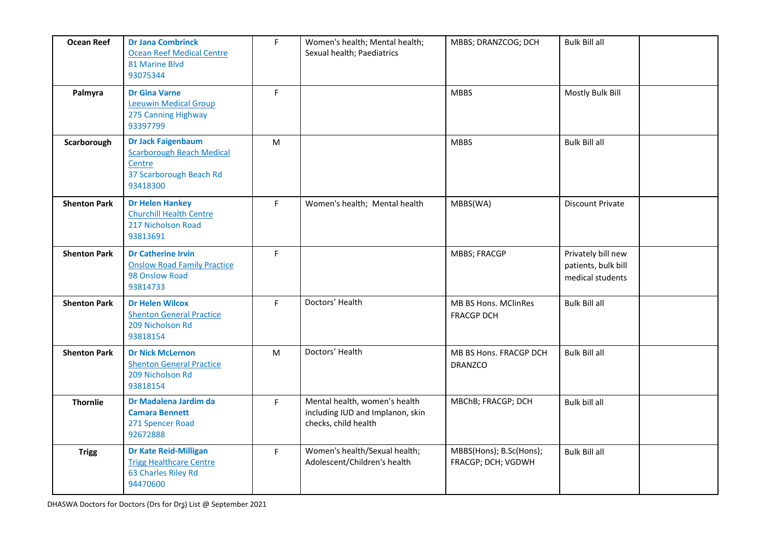| | | | | | | |
|---|---|---|---|---|---|---|
| **Ocean Reef** | **Dr Jana Combrinck**<br>Ocean Reef Medical Centre<br>81 Marine Blvd<br>93075344 | F | Women's health; Mental health; Sexual health; Paediatrics | MBBS; DRANZCOG; DCH | Bulk Bill all | |
| **Palmyra** | **Dr Gina Varne**<br>Leeuwin Medical Group<br>275 Canning Highway<br>93397799 | F | | MBBS | Mostly Bulk Bill | |
| **Scarborough** | **Dr Jack Faigenbaum**<br>Scarborough Beach Medical Centre<br>37 Scarborough Beach Rd<br>93418300 | M | | MBBS | Bulk Bill all | |
| **Shenton Park** | **Dr Helen Hankey**<br>Churchill Health Centre<br>217 Nicholson Road<br>93813691 | F | Women's health; Mental health | MBBS(WA) | Discount Private | |
| **Shenton Park** | **Dr Catherine Irvin**<br>Onslow Road Family Practice<br>98 Onslow Road<br>93814733 | F | | MBBS; FRACGP | Privately bill new patients, bulk bill medical students | |
| **Shenton Park** | **Dr Helen Wilcox**<br>Shenton General Practice<br>209 Nicholson Rd<br>93818154 | F | Doctors' Health | MB BS Hons. MClinRes FRACGP DCH | Bulk Bill all | |
| **Shenton Park** | **Dr Nick McLernon**<br>Shenton General Practice<br>209 Nicholson Rd<br>93818154 | M | Doctors' Health | MB BS Hons. FRACGP DCH DRANZCO | Bulk Bill all | |
| **Thornlie** | **Dr Madalena Jardim da Camara Bennett**<br>271 Spencer Road<br>92672888 | F | Mental health, women's health including IUD and Implanon, skin checks, child health | MBChB; FRACGP; DCH | Bulk bill all | |
| **Trigg** | **Dr Kate Reid-Milligan**<br>Trigg Healthcare Centre<br>63 Charles Riley Rd<br>94470600 | F | Women's health/Sexual health; Adolescent/Children's health | MBBS(Hons); B.Sc(Hons); FRACGP; DCH; VGDWH | Bulk Bill all | |

DHASWA Doctors for Doctors (Drs for Drs) List @ September 2021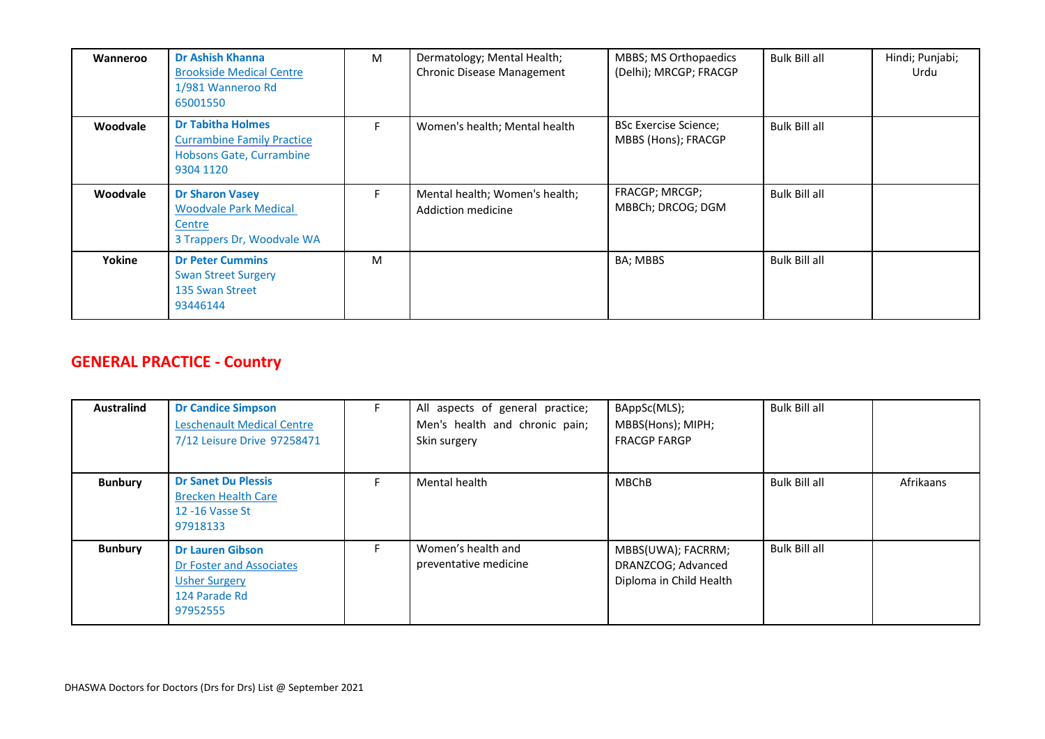| | | | | | | |
|---|---|---|---|---|---|---|
| **Wanneroo** | **Dr Ashish Khanna**<br>Brookside Medical Centre<br>1/981 Wanneroo Rd<br>65001550 | M | Dermatology; Mental Health; Chronic Disease Management | MBBS; MS Orthopaedics (Delhi); MRCGP; FRACGP | Bulk Bill all | Hindi; Punjabi; Urdu |
| **Woodvale** | **Dr Tabitha Holmes**<br>Currambine Family Practice<br>Hobsons Gate, Currambine<br>9304 1120 | F | Women's health; Mental health | BSc Exercise Science; MBBS (Hons); FRACGP | Bulk Bill all | |
| **Woodvale** | **Dr Sharon Vasey**<br>Woodvale Park Medical Centre<br>3 Trappers Dr, Woodvale WA | F | Mental health; Women's health; Addiction medicine | FRACGP; MRCGP; MBBCh; DRCOG; DGM | Bulk Bill all | |
| **Yokine** | **Dr Peter Cummins**<br>Swan Street Surgery<br>135 Swan Street<br>93446144 | M | | BA; MBBS | Bulk Bill all | |

## GENERAL PRACTICE - Country

| | | | | | | |
|---|---|---|---|---|---|---|
| **Australind** | **Dr Candice Simpson**<br>Leschenault Medical Centre<br>7/12 Leisure Drive 97258471 | F | All aspects of general practice; Men's health and chronic pain; Skin surgery | BAppSc(MLS); MBBS(Hons); MIPH; FRACGP FARGP | Bulk Bill all | |
| **Bunbury** | **Dr Sanet Du Plessis**<br>Brecken Health Care<br>12 -16 Vasse St<br>97918133 | F | Mental health | MBChB | Bulk Bill all | Afrikaans |
| **Bunbury** | **Dr Lauren Gibson**<br>Dr Foster and Associates<br>Usher Surgery<br>124 Parade Rd<br>97952555 | F | Women's health and preventative medicine | MBBS(UWA); FACRRM; DRANZCOG; Advanced Diploma in Child Health | Bulk Bill all | |

DHASWA Doctors for Doctors (Drs for Drs) List @ September 2021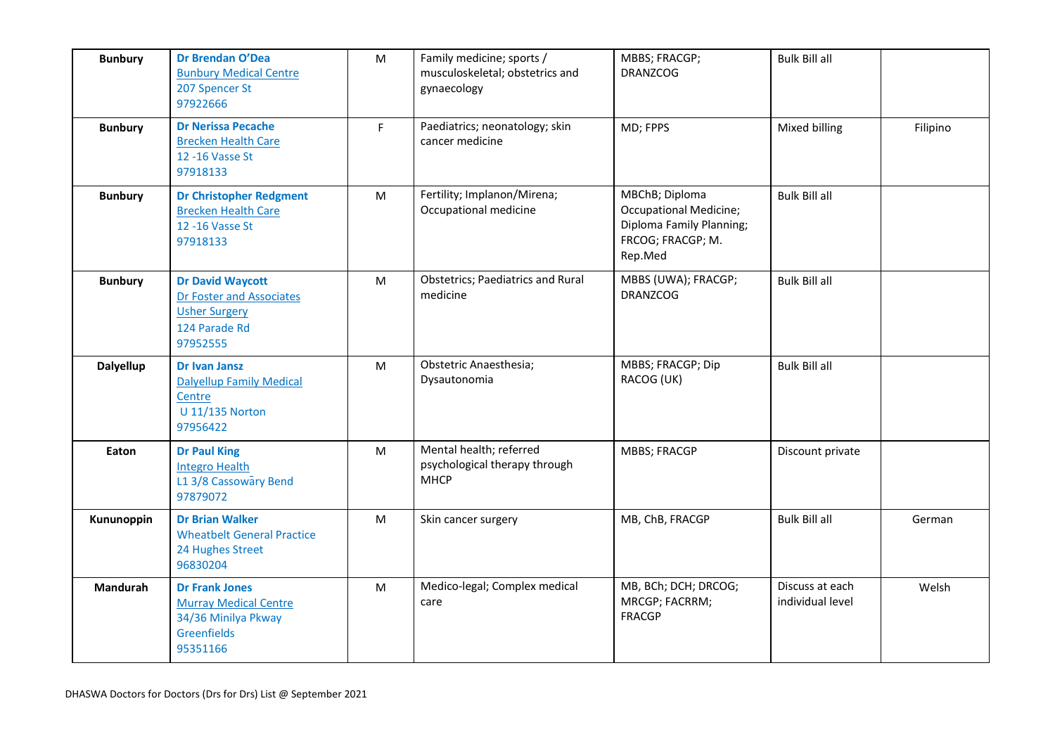| Bunbury | **Dr Brendan O'Dea**<br>Bunbury Medical Centre<br>207 Spencer St<br>97922666 | M | Family medicine; sports / musculoskeletal; obstetrics and gynaecology | MBBS; FRACGP; DRANZCOG | Bulk Bill all | |
|---|---|---|---|---|---|---|
| **Bunbury** | **Dr Nerissa Pecache**<br>Brecken Health Care<br>12 -16 Vasse St<br>97918133 | F | Paediatrics; neonatology; skin cancer medicine | MD; FPPS | Mixed billing | Filipino |
| **Bunbury** | **Dr Christopher Redgment**<br>Brecken Health Care<br>12 -16 Vasse St<br>97918133 | M | Fertility; Implanon/Mirena; Occupational medicine | MBChB; Diploma Occupational Medicine; Diploma Family Planning; FRCOG; FRACGP; M. Rep.Med | Bulk Bill all | |
| **Bunbury** | **Dr David Waycott**<br>Dr Foster and Associates<br>Usher Surgery<br>124 Parade Rd<br>97952555 | M | Obstetrics; Paediatrics and Rural medicine | MBBS (UWA); FRACGP; DRANZCOG | Bulk Bill all | |
| **Dalyellup** | **Dr Ivan Jansz**<br>Dalyellup Family Medical Centre<br>U 11/135 Norton<br>97956422 | M | Obstetric Anaesthesia; Dysautonomia | MBBS; FRACGP; Dip RACOG (UK) | Bulk Bill all | |
| **Eaton** | **Dr Paul King**<br>Integro Health<br>L1 3/8 Cassowary Bend<br>97879072 | M | Mental health; referred psychological therapy through MHCP | MBBS; FRACGP | Discount private | |
| **Kununoppin** | **Dr Brian Walker**<br>Wheatbelt General Practice<br>24 Hughes Street<br>96830204 | M | Skin cancer surgery | MB, ChB, FRACGP | Bulk Bill all | German |
| **Mandurah** | **Dr Frank Jones**<br>Murray Medical Centre<br>34/36 Minilya Pkway<br>Greenfields<br>95351166 | M | Medico-legal; Complex medical care | MB, BCh; DCH; DRCOG; MRCGP; FACRRM; FRACGP | Discuss at each individual level | Welsh |

DHASWA Doctors for Doctors (Drs for Drs) List @ September 2021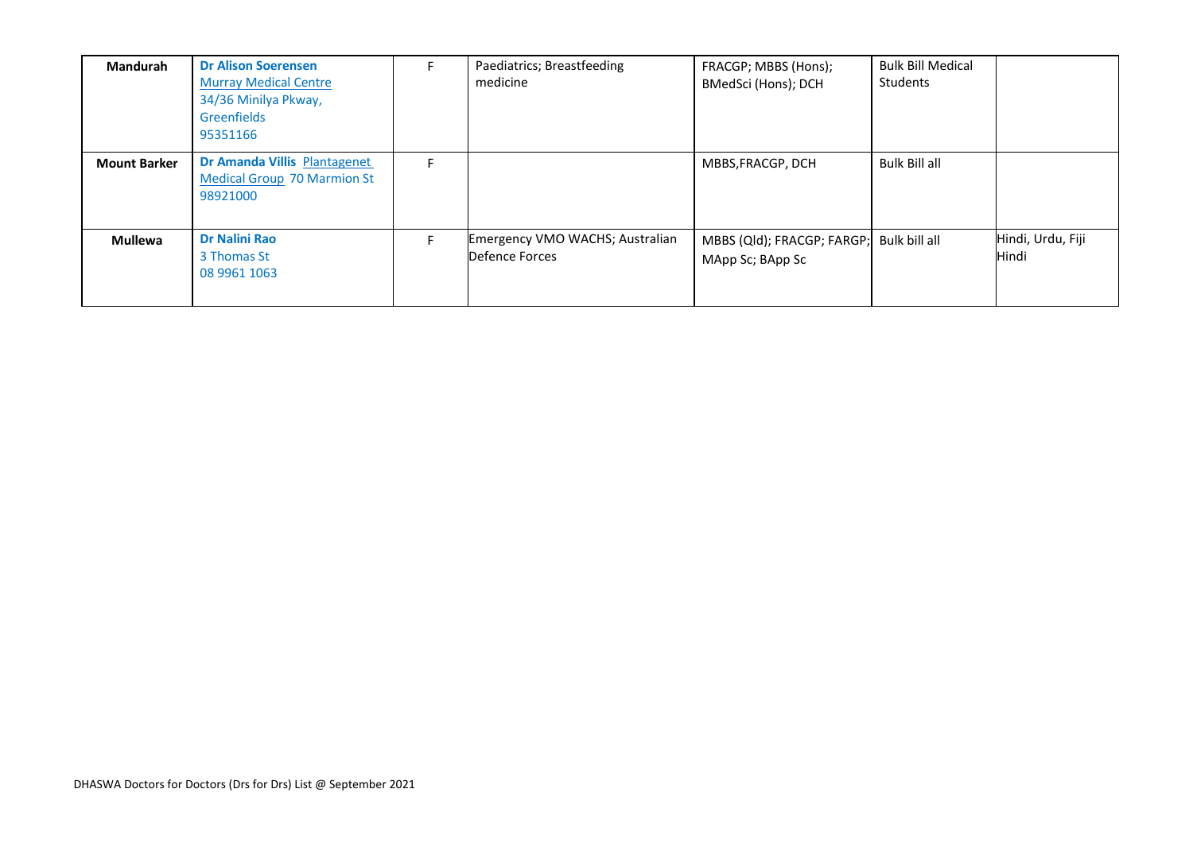| | | | | | | |
|---|---|---|---|---|---|---|
| **Mandurah** | **Dr Alison Soerensen** Murray Medical Centre 34/36 Minilya Pkway, Greenfields 95351166 | F | Paediatrics; Breastfeeding medicine | FRACGP; MBBS (Hons); BMedSci (Hons); DCH | Bulk Bill Medical Students | |
| **Mount Barker** | **Dr Amanda Villis** Plantagenet Medical Group 70 Marmion St 98921000 | F | | MBBS,FRACGP, DCH | Bulk Bill all | |
| **Mullewa** | **Dr Nalini Rao** 3 Thomas St 08 9961 1063 | F | Emergency VMO WACHS; Australian Defence Forces | MBBS (Qld); FRACGP; FARGP; MApp Sc; BApp Sc | Bulk bill all | Hindi, Urdu, Fiji Hindi |

DHASWA Doctors for Doctors (Drs for Drs) List @ September 2021